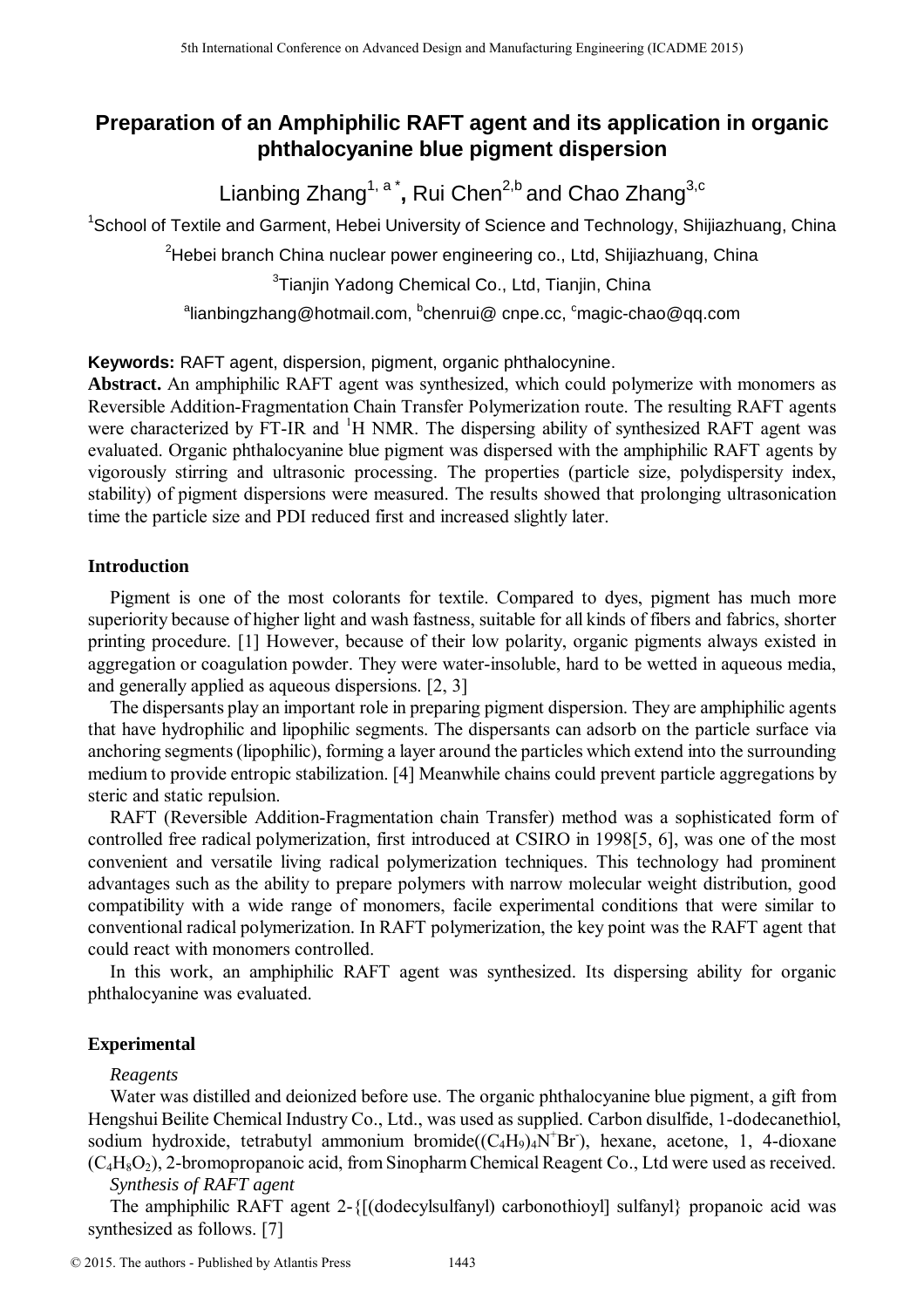# Preparation of an Amphiphilic RAFT agent and its application in organic phthalocyanine blue pigment dispersion

Lianbing Zhang[1, a *], Rui Chen[2,b] and Chao Zhang[3,c]

[1]School of Textile and Garment, Hebei University of Science and Technology, Shijiazhuang, China

[2]Hebei branch China nuclear power engineering co., Ltd, Shijiazhuang, China

[3]Tianjin Yadong Chemical Co., Ltd, Tianjin, China

[a]lianbingzhang@hotmail.com, [b]chenrui@ cnpe.cc, [c]magic-chao@qq.com

**Keywords:** RAFT agent, dispersion, pigment, organic phthalocynine.

**Abstract.** An amphiphilic RAFT agent was synthesized, which could polymerize with monomers as Reversible Addition-Fragmentation Chain Transfer Polymerization route. The resulting RAFT agents were characterized by FT-IR and $^1$H NMR. The dispersing ability of synthesized RAFT agent was evaluated. Organic phthalocyanine blue pigment was dispersed with the amphiphilic RAFT agents by vigorously stirring and ultrasonic processing. The properties (particle size, polydispersity index, stability) of pigment dispersions were measured. The results showed that prolonging ultrasonication time the particle size and PDI reduced first and increased slightly later.

## Introduction

Pigment is one of the most colorants for textile. Compared to dyes, pigment has much more superiority because of higher light and wash fastness, suitable for all kinds of fibers and fabrics, shorter printing procedure. [1] However, because of their low polarity, organic pigments always existed in aggregation or coagulation powder. They were water-insoluble, hard to be wetted in aqueous media, and generally applied as aqueous dispersions. [2, 3]

The dispersants play an important role in preparing pigment dispersion. They are amphiphilic agents that have hydrophilic and lipophilic segments. The dispersants can adsorb on the particle surface via anchoring segments (lipophilic), forming a layer around the particles which extend into the surrounding medium to provide entropic stabilization. [4] Meanwhile chains could prevent particle aggregations by steric and static repulsion.

RAFT (Reversible Addition-Fragmentation chain Transfer) method was a sophisticated form of controlled free radical polymerization, first introduced at CSIRO in 1998[5, 6], was one of the most convenient and versatile living radical polymerization techniques. This technology had prominent advantages such as the ability to prepare polymers with narrow molecular weight distribution, good compatibility with a wide range of monomers, facile experimental conditions that were similar to conventional radical polymerization. In RAFT polymerization, the key point was the RAFT agent that could react with monomers controlled.

In this work, an amphiphilic RAFT agent was synthesized. Its dispersing ability for organic phthalocyanine was evaluated.

## Experimental

*Reagents*

Water was distilled and deionized before use. The organic phthalocyanine blue pigment, a gift from Hengshui Beilite Chemical Industry Co., Ltd., was used as supplied. Carbon disulfide, 1-dodecanethiol, sodium hydroxide, tetrabutyl ammonium bromide($(C_4H_9)_4N^+Br^-$), hexane, acetone, 1, 4-dioxane ($C_4H_8O_2$), 2-bromopropanoic acid, from Sinopharm Chemical Reagent Co., Ltd were used as received.

*Synthesis of RAFT agent*

The amphiphilic RAFT agent 2-{[(dodecylsulfanyl) carbonothioyl] sulfanyl} propanoic acid was synthesized as follows. [7]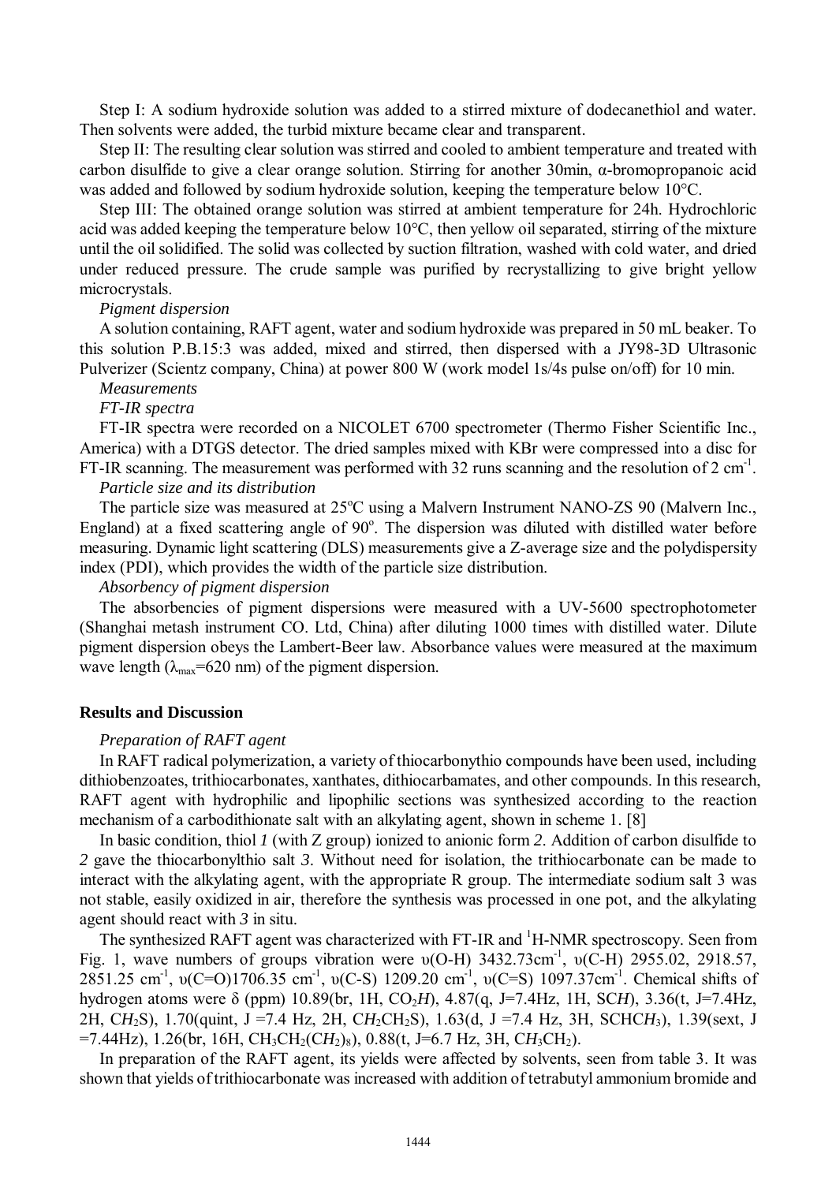Step I: A sodium hydroxide solution was added to a stirred mixture of dodecanethiol and water. Then solvents were added, the turbid mixture became clear and transparent.

Step II: The resulting clear solution was stirred and cooled to ambient temperature and treated with carbon disulfide to give a clear orange solution. Stirring for another 30min, α-bromopropanoic acid was added and followed by sodium hydroxide solution, keeping the temperature below 10°C.

Step III: The obtained orange solution was stirred at ambient temperature for 24h. Hydrochloric acid was added keeping the temperature below 10°C, then yellow oil separated, stirring of the mixture until the oil solidified. The solid was collected by suction filtration, washed with cold water, and dried under reduced pressure. The crude sample was purified by recrystallizing to give bright yellow microcrystals.

*Pigment dispersion*

A solution containing, RAFT agent, water and sodium hydroxide was prepared in 50 mL beaker. To this solution P.B.15:3 was added, mixed and stirred, then dispersed with a JY98-3D Ultrasonic Pulverizer (Scientz company, China) at power 800 W (work model 1s/4s pulse on/off) for 10 min.

*Measurements*

*FT-IR spectra*

FT-IR spectra were recorded on a NICOLET 6700 spectrometer (Thermo Fisher Scientific Inc., America) with a DTGS detector. The dried samples mixed with KBr were compressed into a disc for FT-IR scanning. The measurement was performed with 32 runs scanning and the resolution of 2 $cm^{-1}$.

*Particle size and its distribution*

The particle size was measured at 25°C using a Malvern Instrument NANO-ZS 90 (Malvern Inc., England) at a fixed scattering angle of 90°. The dispersion was diluted with distilled water before measuring. Dynamic light scattering (DLS) measurements give a Z-average size and the polydispersity index (PDI), which provides the width of the particle size distribution.

*Absorbency of pigment dispersion*

The absorbencies of pigment dispersions were measured with a UV-5600 spectrophotometer (Shanghai metash instrument CO. Ltd, China) after diluting 1000 times with distilled water. Dilute pigment dispersion obeys the Lambert-Beer law. Absorbance values were measured at the maximum wave length ($\lambda_{max}$=620 nm) of the pigment dispersion.

## Results and Discussion

*Preparation of RAFT agent*

In RAFT radical polymerization, a variety of thiocarbonythio compounds have been used, including dithiobenzoates, trithiocarbonates, xanthates, dithiocarbamates, and other compounds. In this research, RAFT agent with hydrophilic and lipophilic sections was synthesized according to the reaction mechanism of a carbodithionate salt with an alkylating agent, shown in scheme 1. [8]

In basic condition, thiol *1* (with Z group) ionized to anionic form *2*. Addition of carbon disulfide to *2* gave the thiocarbonylthio salt *3*. Without need for isolation, the trithiocarbonate can be made to interact with the alkylating agent, with the appropriate R group. The intermediate sodium salt 3 was not stable, easily oxidized in air, therefore the synthesis was processed in one pot, and the alkylating agent should react with *3* in situ.

The synthesized RAFT agent was characterized with FT-IR and $^1$H-NMR spectroscopy. Seen from Fig. 1, wave numbers of groups vibration were υ(O-H) 3432.73$cm^{-1}$, υ(C-H) 2955.02, 2918.57, 2851.25 $cm^{-1}$, υ(C=O)1706.35 $cm^{-1}$, υ(C-S) 1209.20 $cm^{-1}$, υ(C=S) 1097.37$cm^{-1}$. Chemical shifts of hydrogen atoms were δ (ppm) 10.89(br, 1H, $CO_2H$), 4.87(q, J=7.4Hz, 1H, SC*H*), 3.36(t, J=7.4Hz, 2H, $CH_2S$), 1.70(quint, J =7.4 Hz, 2H, $CH_2CH_2S$), 1.63(d, J =7.4 Hz, 3H, $SCHCH_3$), 1.39(sext, J =7.44Hz), 1.26(br, 16H, $CH_3CH_2(CH_2)_8$), 0.88(t, J=6.7 Hz, 3H, $CH_3CH_2$).

In preparation of the RAFT agent, its yields were affected by solvents, seen from table 3. It was shown that yields of trithiocarbonate was increased with addition of tetrabutyl ammonium bromide and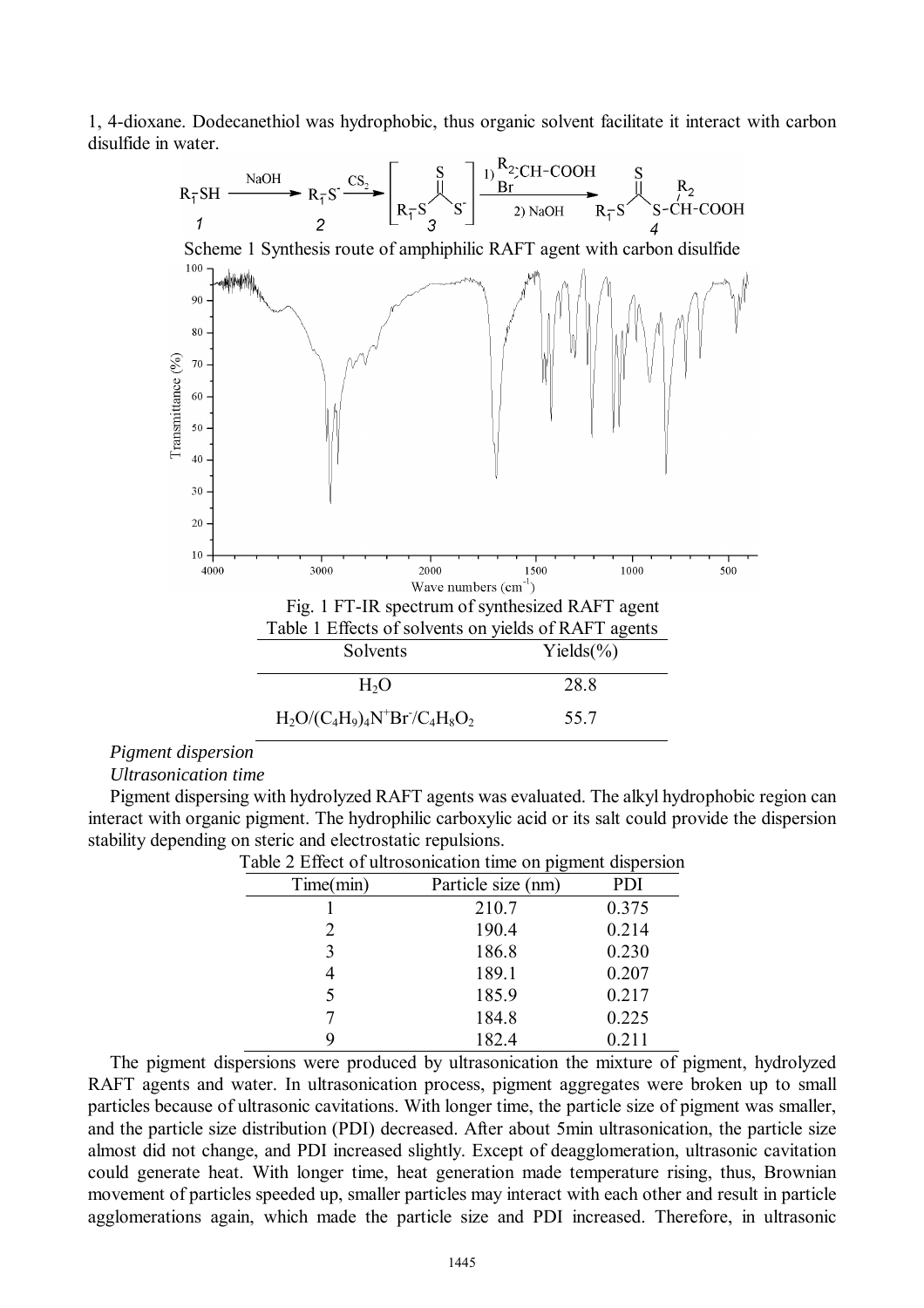1, 4-dioxane. Dodecanethiol was hydrophobic, thus organic solvent facilitate it interact with carbon disulfide in water.

Scheme 1 Synthesis route of amphiphilic RAFT agent with carbon disulfide

Fig. 1 FT-IR spectrum of synthesized RAFT agent

Table 1 Effects of solvents on yields of RAFT agents

| Solvents | Yields(%) |
|---|---|
| $H_2O$ | 28.8 |
| $H_2O/(C_4H_9)_4N^+Br^-/C_4H_8O_2$ | 55.7 |

*Pigment dispersion*

*Ultrasonication time*

Pigment dispersing with hydrolyzed RAFT agents was evaluated. The alkyl hydrophobic region can interact with organic pigment. The hydrophilic carboxylic acid or its salt could provide the dispersion stability depending on steric and electrostatic repulsions.

Table 2 Effect of ultrosonication time on pigment dispersion

| Time(min) | Particle size (nm) | PDI |
|---|---|---|
| 1 | 210.7 | 0.375 |
| 2 | 190.4 | 0.214 |
| 3 | 186.8 | 0.230 |
| 4 | 189.1 | 0.207 |
| 5 | 185.9 | 0.217 |
| 7 | 184.8 | 0.225 |
| 9 | 182.4 | 0.211 |

The pigment dispersions were produced by ultrasonication the mixture of pigment, hydrolyzed RAFT agents and water. In ultrasonication process, pigment aggregates were broken up to small particles because of ultrasonic cavitations. With longer time, the particle size of pigment was smaller, and the particle size distribution (PDI) decreased. After about 5min ultrasonication, the particle size almost did not change, and PDI increased slightly. Except of deagglomeration, ultrasonic cavitation could generate heat. With longer time, heat generation made temperature rising, thus, Brownian movement of particles speeded up, smaller particles may interact with each other and result in particle agglomerations again, which made the particle size and PDI increased. Therefore, in ultrasonic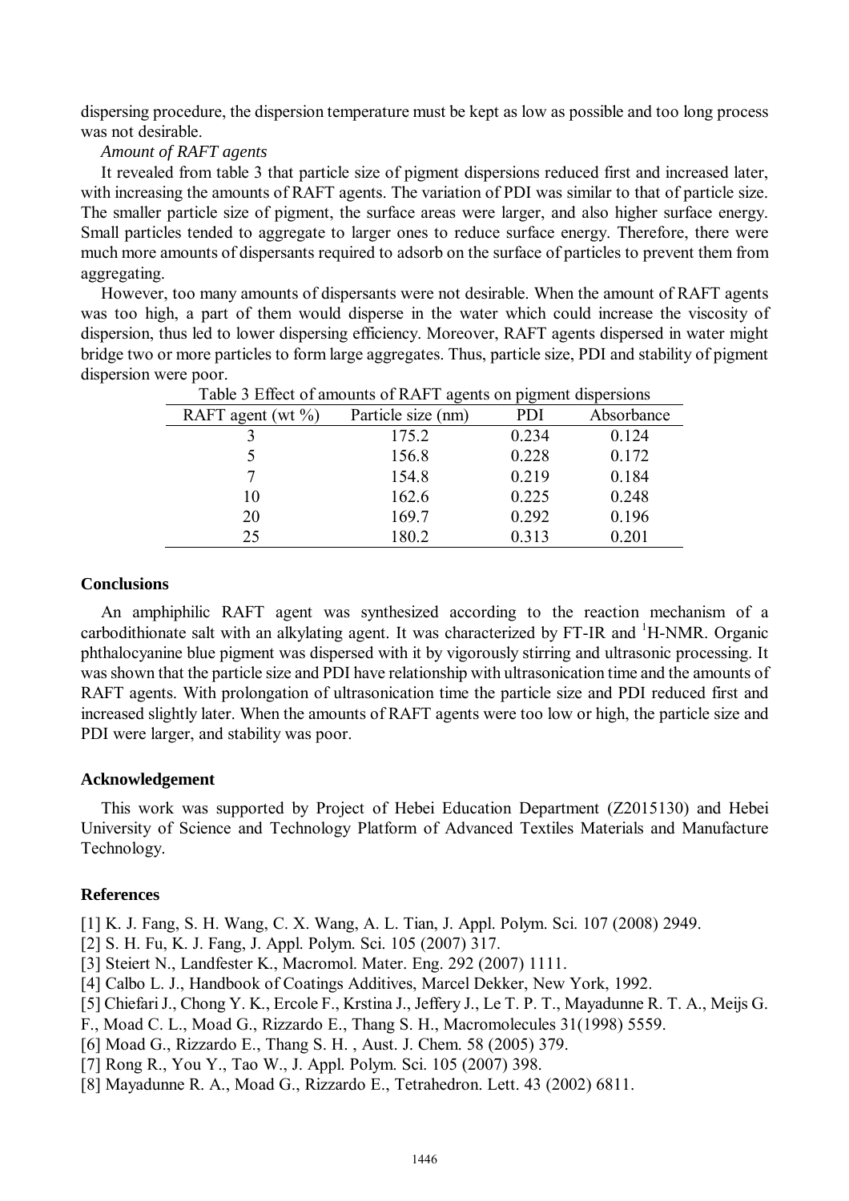dispersing procedure, the dispersion temperature must be kept as low as possible and too long process was not desirable.

*Amount of RAFT agents*

It revealed from table 3 that particle size of pigment dispersions reduced first and increased later, with increasing the amounts of RAFT agents. The variation of PDI was similar to that of particle size. The smaller particle size of pigment, the surface areas were larger, and also higher surface energy. Small particles tended to aggregate to larger ones to reduce surface energy. Therefore, there were much more amounts of dispersants required to adsorb on the surface of particles to prevent them from aggregating.

However, too many amounts of dispersants were not desirable. When the amount of RAFT agents was too high, a part of them would disperse in the water which could increase the viscosity of dispersion, thus led to lower dispersing efficiency. Moreover, RAFT agents dispersed in water might bridge two or more particles to form large aggregates. Thus, particle size, PDI and stability of pigment dispersion were poor.

Table 3 Effect of amounts of RAFT agents on pigment dispersions

| RAFT agent (wt %) | Particle size (nm) | PDI | Absorbance |
|---|---|---|---|
| 3 | 175.2 | 0.234 | 0.124 |
| 5 | 156.8 | 0.228 | 0.172 |
| 7 | 154.8 | 0.219 | 0.184 |
| 10 | 162.6 | 0.225 | 0.248 |
| 20 | 169.7 | 0.292 | 0.196 |
| 25 | 180.2 | 0.313 | 0.201 |

## Conclusions

An amphiphilic RAFT agent was synthesized according to the reaction mechanism of a carbodithionate salt with an alkylating agent. It was characterized by FT-IR and $^{1}$H-NMR. Organic phthalocyanine blue pigment was dispersed with it by vigorously stirring and ultrasonic processing. It was shown that the particle size and PDI have relationship with ultrasonication time and the amounts of RAFT agents. With prolongation of ultrasonication time the particle size and PDI reduced first and increased slightly later. When the amounts of RAFT agents were too low or high, the particle size and PDI were larger, and stability was poor.

## Acknowledgement

This work was supported by Project of Hebei Education Department (Z2015130) and Hebei University of Science and Technology Platform of Advanced Textiles Materials and Manufacture Technology.

## References

[1] K. J. Fang, S. H. Wang, C. X. Wang, A. L. Tian, J. Appl. Polym. Sci. 107 (2008) 2949.

[2] S. H. Fu, K. J. Fang, J. Appl. Polym. Sci. 105 (2007) 317.

[3] Steiert N., Landfester K., Macromol. Mater. Eng. 292 (2007) 1111.

[4] Calbo L. J., Handbook of Coatings Additives, Marcel Dekker, New York, 1992.

[5] Chiefari J., Chong Y. K., Ercole F., Krstina J., Jeffery J., Le T. P. T., Mayadunne R. T. A., Meijs G. F., Moad C. L., Moad G., Rizzardo E., Thang S. H., Macromolecules 31(1998) 5559.

[6] Moad G., Rizzardo E., Thang S. H. , Aust. J. Chem. 58 (2005) 379.

[7] Rong R., You Y., Tao W., J. Appl. Polym. Sci. 105 (2007) 398.

[8] Mayadunne R. A., Moad G., Rizzardo E., Tetrahedron. Lett. 43 (2002) 6811.